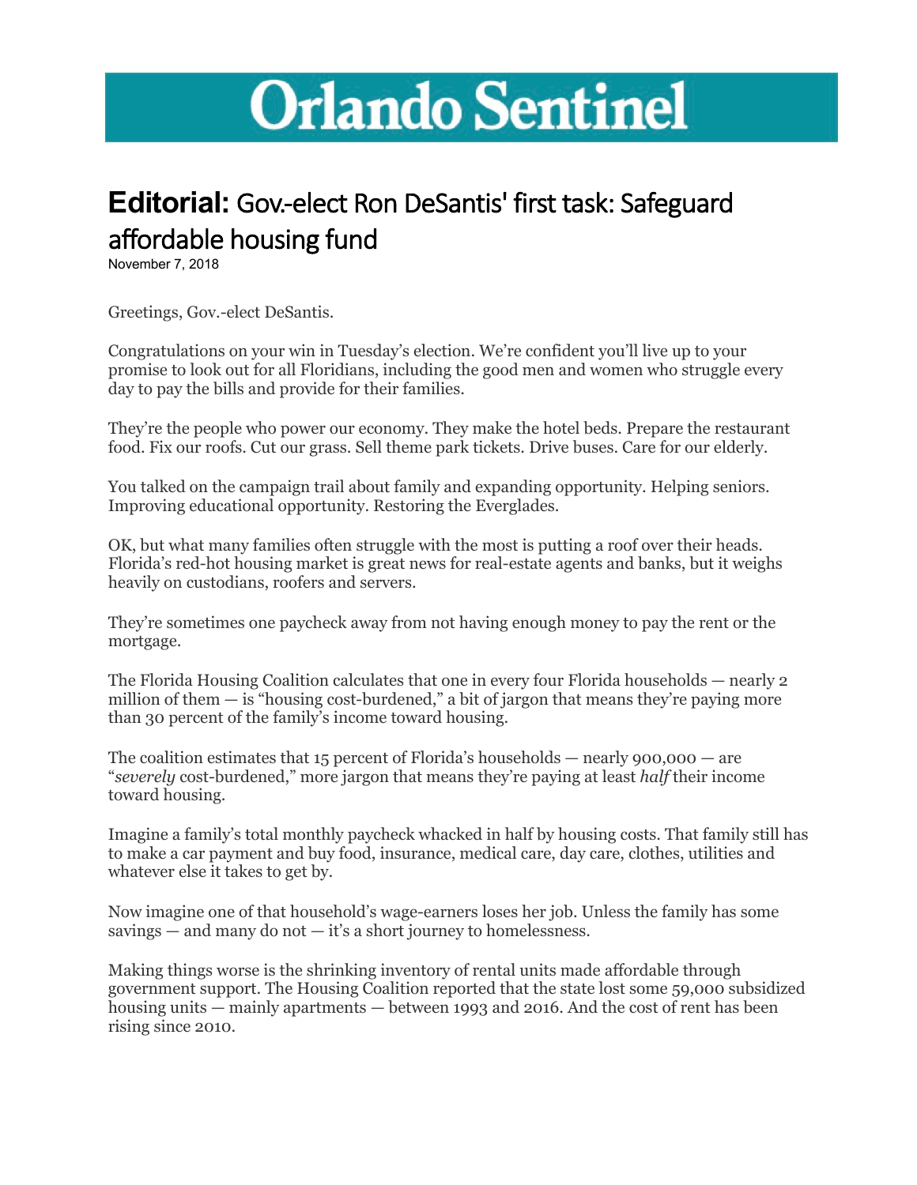# Orlando Sentinel

## **Editorial:** Gov.-elect Ron DeSantis' first task: Safeguard affordable housing fund

November 7, 2018

Greetings, Gov.-elect DeSantis.

Congratulations on your win in Tuesday's election. We're confident you'll live up to your promise to look out for all Floridians, including the good men and women who struggle every day to pay the bills and provide for their families.

They're the people who power our economy. They make the hotel beds. Prepare the restaurant food. Fix our roofs. Cut our grass. Sell theme park tickets. Drive buses. Care for our elderly.

You talked on the campaign trail about family and expanding opportunity. Helping seniors. Improving educational opportunity. Restoring the Everglades.

OK, but what many families often struggle with the most is putting a roof over their heads. Florida's red-hot housing market is great news for real-estate agents and banks, but it weighs heavily on custodians, roofers and servers.

They're sometimes one paycheck away from not having enough money to pay the rent or the mortgage.

The Florida Housing Coalition calculates that one in every four Florida households — nearly 2 million of them — is "housing cost-burdened," a bit of jargon that means they're paying more than 30 percent of the family's income toward housing.

The coalition estimates that 15 percent of Florida's households — nearly 900,000 — are "*severely* cost-burdened," more jargon that means they're paying at least *half* their income toward housing.

Imagine a family's total monthly paycheck whacked in half by housing costs. That family still has to make a car payment and buy food, insurance, medical care, day care, clothes, utilities and whatever else it takes to get by.

Now imagine one of that household's wage-earners loses her job. Unless the family has some savings — and many do not — it's a short journey to homelessness.

Making things worse is the shrinking inventory of rental units made affordable through government support. The Housing Coalition reported that the state lost some 59,000 subsidized housing units — mainly apartments — between 1993 and 2016. And the cost of rent has been rising since 2010.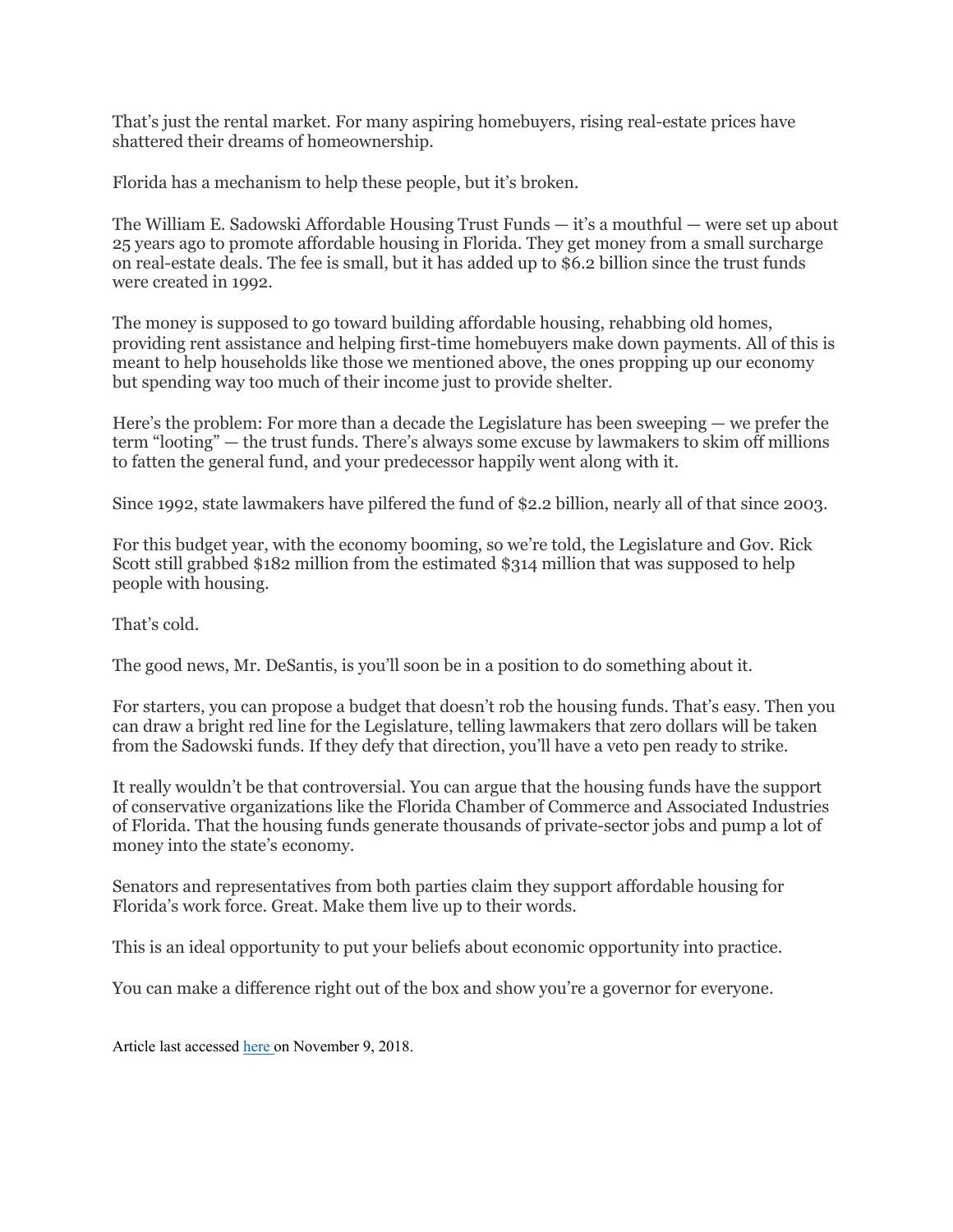That's just the rental market. For many aspiring homebuyers, rising real-estate prices have shattered their dreams of homeownership.

Florida has a mechanism to help these people, but it's broken.

The William E. Sadowski Affordable Housing Trust Funds — it's a mouthful — were set up about 25 years ago to promote affordable housing in Florida. They get money from a small surcharge on real-estate deals. The fee is small, but it has added up to $6.2 billion since the trust funds were created in 1992.

The money is supposed to go toward building affordable housing, rehabbing old homes, providing rent assistance and helping first-time homebuyers make down payments. All of this is meant to help households like those we mentioned above, the ones propping up our economy but spending way too much of their income just to provide shelter.

Here's the problem: For more than a decade the Legislature has been sweeping — we prefer the term "looting" — the trust funds. There's always some excuse by lawmakers to skim off millions to fatten the general fund, and your predecessor happily went along with it.

Since 1992, state lawmakers have pilfered the fund of $2.2 billion, nearly all of that since 2003.

For this budget year, with the economy booming, so we're told, the Legislature and Gov. Rick Scott still grabbed $182 million from the estimated $314 million that was supposed to help people with housing.

That's cold.

The good news, Mr. DeSantis, is you'll soon be in a position to do something about it.

For starters, you can propose a budget that doesn't rob the housing funds. That's easy. Then you can draw a bright red line for the Legislature, telling lawmakers that zero dollars will be taken from the Sadowski funds. If they defy that direction, you'll have a veto pen ready to strike.

It really wouldn't be that controversial. You can argue that the housing funds have the support of conservative organizations like the Florida Chamber of Commerce and Associated Industries of Florida. That the housing funds generate thousands of private-sector jobs and pump a lot of money into the state's economy.

Senators and representatives from both parties claim they support affordable housing for Florida's work force. Great. Make them live up to their words.

This is an ideal opportunity to put your beliefs about economic opportunity into practice.

You can make a difference right out of the box and show you're a governor for everyone.

Article last accessed here on November 9, 2018.